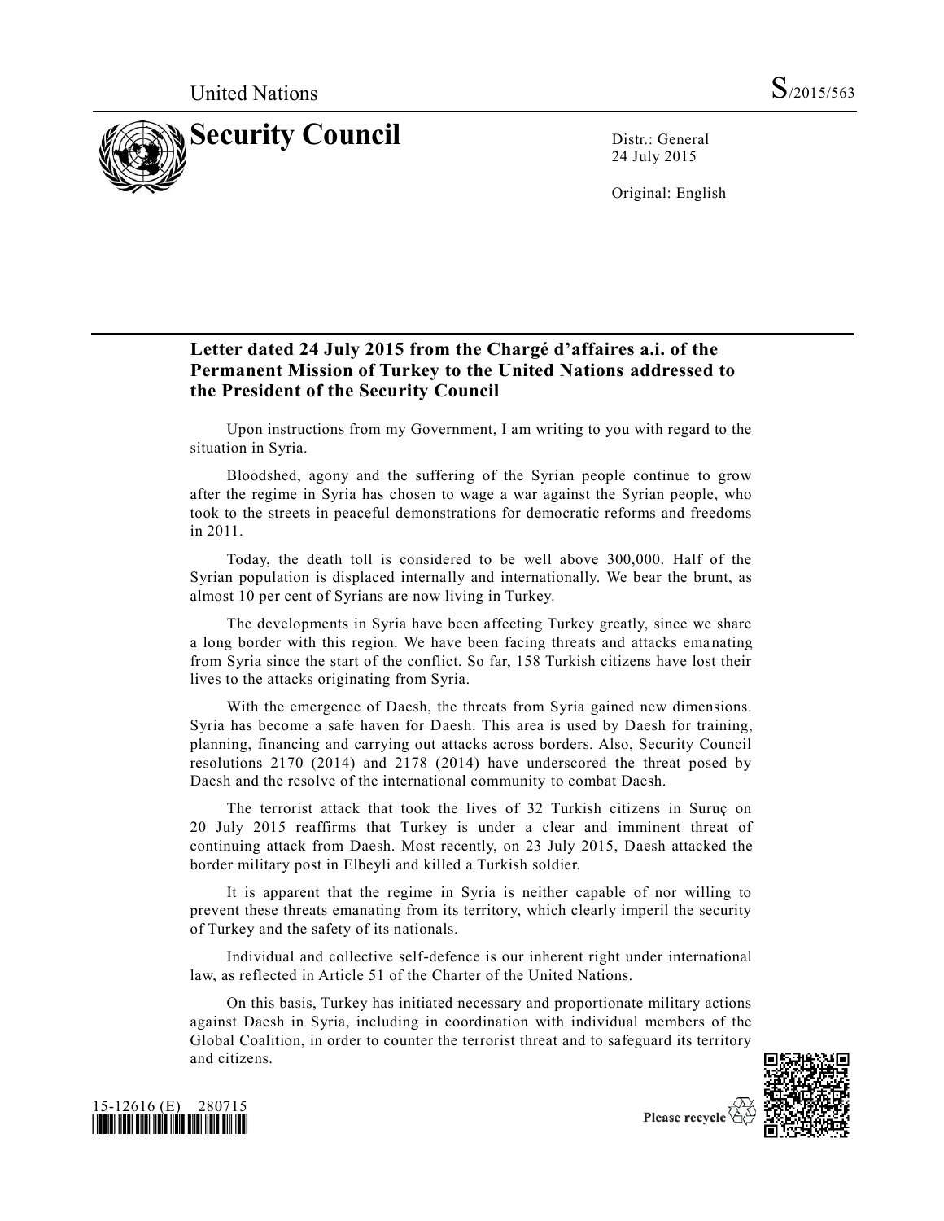United Nations S/2015/563

# Security Council

Distr.: General
24 July 2015

Original: English

## Letter dated 24 July 2015 from the Chargé d'affaires a.i. of the Permanent Mission of Turkey to the United Nations addressed to the President of the Security Council

Upon instructions from my Government, I am writing to you with regard to the situation in Syria.

Bloodshed, agony and the suffering of the Syrian people continue to grow after the regime in Syria has chosen to wage a war against the Syrian people, who took to the streets in peaceful demonstrations for democratic reforms and freedoms in 2011.

Today, the death toll is considered to be well above 300,000. Half of the Syrian population is displaced internally and internationally. We bear the brunt, as almost 10 per cent of Syrians are now living in Turkey.

The developments in Syria have been affecting Turkey greatly, since we share a long border with this region. We have been facing threats and attacks emanating from Syria since the start of the conflict. So far, 158 Turkish citizens have lost their lives to the attacks originating from Syria.

With the emergence of Daesh, the threats from Syria gained new dimensions. Syria has become a safe haven for Daesh. This area is used by Daesh for training, planning, financing and carrying out attacks across borders. Also, Security Council resolutions 2170 (2014) and 2178 (2014) have underscored the threat posed by Daesh and the resolve of the international community to combat Daesh.

The terrorist attack that took the lives of 32 Turkish citizens in Suruç on 20 July 2015 reaffirms that Turkey is under a clear and imminent threat of continuing attack from Daesh. Most recently, on 23 July 2015, Daesh attacked the border military post in Elbeyli and killed a Turkish soldier.

It is apparent that the regime in Syria is neither capable of nor willing to prevent these threats emanating from its territory, which clearly imperil the security of Turkey and the safety of its nationals.

Individual and collective self-defence is our inherent right under international law, as reflected in Article 51 of the Charter of the United Nations.

On this basis, Turkey has initiated necessary and proportionate military actions against Daesh in Syria, including in coordination with individual members of the Global Coalition, in order to counter the terrorist threat and to safeguard its territory and citizens.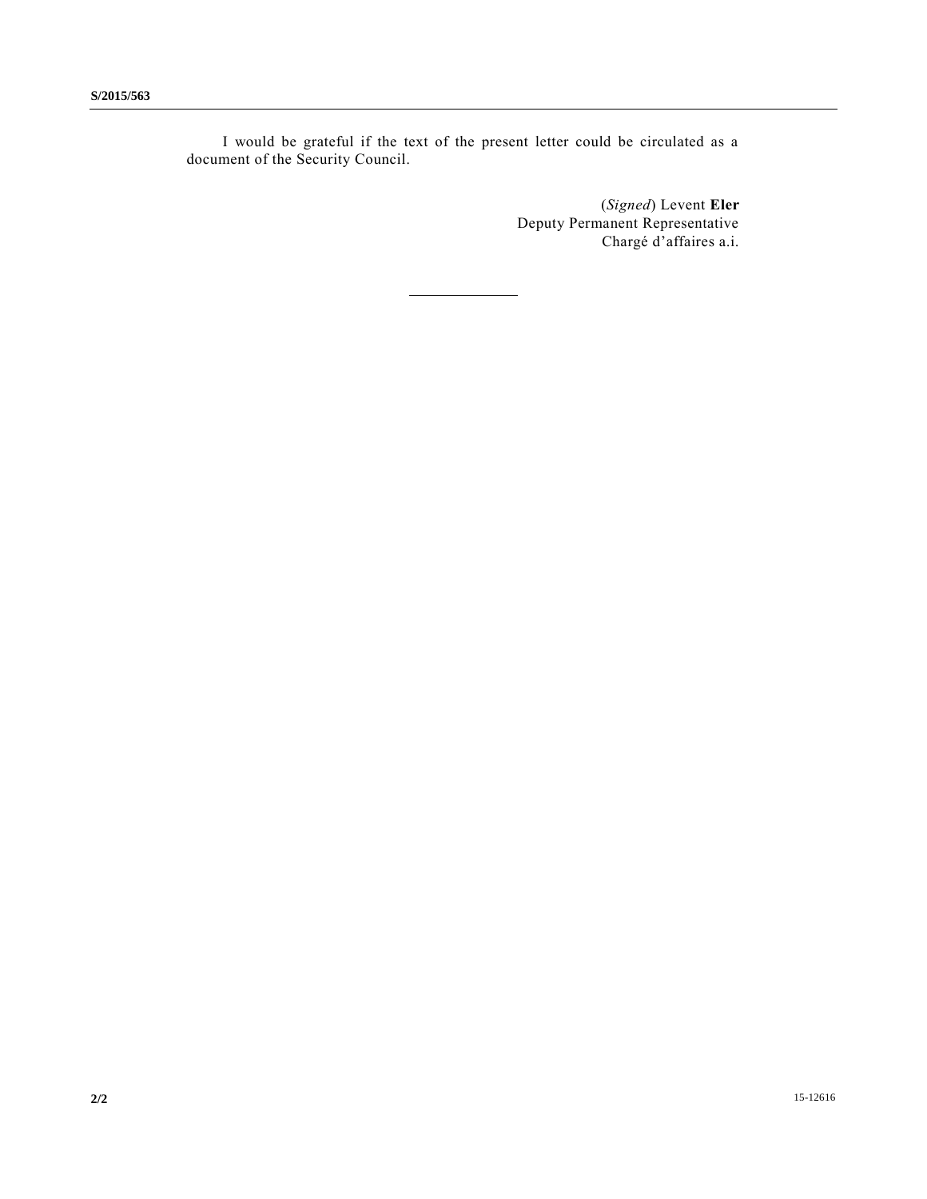I would be grateful if the text of the present letter could be circulated as a document of the Security Council.

(*Signed*) Levent **Eler**
Deputy Permanent Representative
Chargé d’affaires a.i.